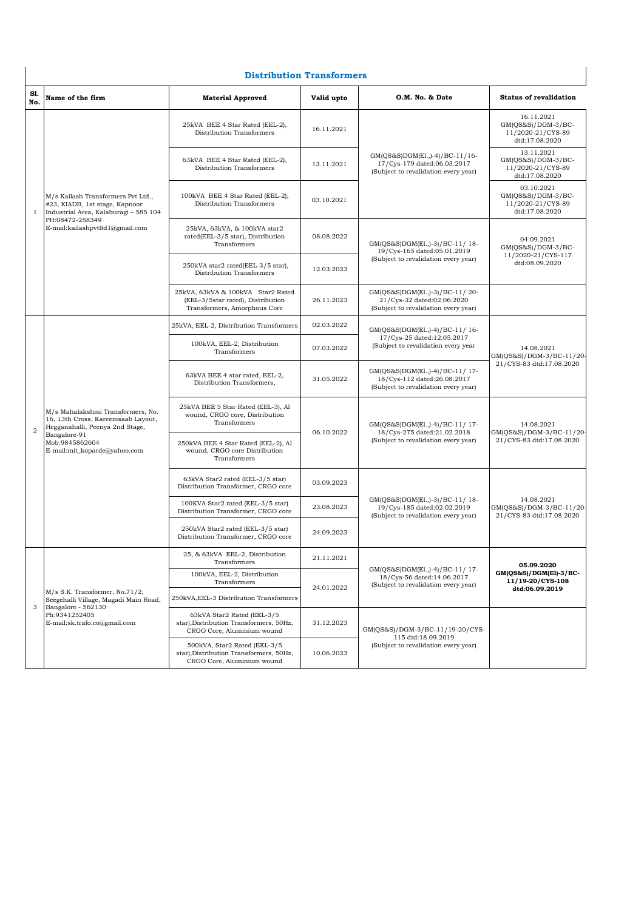## Distribution Transformers

| Sl. No. | Name of the firm | Material Approved | Valid upto | O.M. No. & Date | Status of revalidation |
|---|---|---|---|---|---|
| 1 | M/s Kailash Transformers Pvt Ltd., #23, KIADB, 1st stage, Kapnoor Industrial Area, Kalaburagi – 585 104 PH:08472-258349 E-mail:kailashpvtltd1@gmail.com | 25kVA BEE 4 Star Rated (EEL-2), Distribution Transformers | 16.11.2021 | GM(QS&S)DGM(El.,)-4)/BC-11/16-17/Cys-179 dated:06.03.2017 (Subject to revalidation every year) | 16.11.2021 GM(QS&S)/DGM-3/BC-11/2020-21/CYS-89 dtd:17.08.2020 |
| | | 63kVA BEE 4 Star Rated (EEL-2), Distribution Transformers | 13.11.2021 | | 13.11.2021 GM(QS&S)/DGM-3/BC-11/2020-21/CYS-89 dtd:17.08.2020 |
| | | 100kVA BEE 4 Star Rated (EEL-2), Distribution Transformers | 03.10.2021 | | 03.10.2021 GM(QS&S)/DGM-3/BC-11/2020-21/CYS-89 dtd:17.08.2020 |
| | | 25kVA, 63kVA, & 100kVA star2 rated(EEL-3/5 star), Distribution Transformers | 08.08.2022 | GM(QS&S)DGM(El.,)-3)/BC-11/ 18-19/Cys-165 dated:05.01.2019 (Subject to revalidation every year) | 04.09.2021 GM(QS&S)/DGM-3/BC-11/2020-21/CYS-117 dtd:08.09.2020 |
| | | 250kVA star2 rated(EEL-3/5 star), Distribution Transformers | 12.03.2023 | | |
| | | 25kVA, 63kVA & 100kVA Star2 Rated (EEL-3/5star rated), Distribution Transformers, Amorphous Core | 26.11.2023 | GM(QS&S)DGM(El.,)-3)/BC-11/ 20-21/Cys-32 dated:02.06.2020 (Subject to revalidation every year) | |
| 2 | M/s Mahalakshmi Transformers, No. 16, 13th Cross, Kareemsaab Layout, Hegganahalli, Peenya 2nd Stage, Bangalore-91 Mob:9845862604 E-mail:mit_koparde@yahoo.com | 25kVA, EEL-2, Distribution Transformers | 02.03.2022 | GM(QS&S)DGM(El.,)-4)/BC-11/ 16-17/Cys-25 dated:12.05.2017 (Subject to revalidation every year | 14.08.2021 GM(QS&S)/DGM-3/BC-11/20-21/CYS-83 dtd:17.08.2020 |
| | | 100kVA, EEL-2, Distribution Transformers | 07.03.2022 | | |
| | | 63kVA BEE 4 star rated, EEL-2, Distribution Transformers, | 31.05.2022 | GM(QS&S)DGM(El.,)-4)/BC-11/ 17-18/Cys-112 dated:26.08.2017 (Subject to revalidation every year) | |
| | | 25kVA BEE 5 Star Rated (EEL-3), Al wound, CRGO core, Distribution Transformers | 06.10.2022 | GM(QS&S)DGM(El.,)-4)/BC-11/ 17-18/Cys-275 dated:21.02.2018 (Subject to revalidation every year) | 14.08.2021 GM(QS&S)/DGM-3/BC-11/20-21/CYS-83 dtd:17.08.2020 |
| | | 250kVA BEE 4 Star Rated (EEL-2), Al wound, CRGO core Distribution Transformers | | | |
| | | 63kVA Star2 rated (EEL-3/5 star) Distribution Transformer, CRGO core | 03.09.2023 | GM(QS&S)DGM(El.,)-3)/BC-11/ 18-19/Cys-185 dated:02.02.2019 (Subject to revalidation every year) | 14.08.2021 GM(QS&S)/DGM-3/BC-11/20-21/CYS-83 dtd:17.08.2020 |
| | | 100KVA Star2 rated (EEL-3/5 star) Distribution Transformer, CRGO core | 23.08.2023 | | |
| | | 250kVA Star2 rated (EEL-3/5 star) Distribution Transformer, CRGO core | 24.09.2023 | | |
| 3 | M/s S.K. Transformer, No.71/2, Seegehalli Village, Magadi Main Road, Bangalore - 562130 Ph:9341252405 E-mail:sk.trafo.co@gmail.com | 25, & 63kVA EEL-2, Distribution Transformers | 21.11.2021 | GM(QS&S)DGM(El.,)-4)/BC-11/ 17-18/Cys-56 dated:14.06.2017 (Subject to revalidation every year) | **05.09.2020 GM(QS&S)/DGM(El)-3/BC-11/19-20/CYS-108 dtd:06.09.2019** |
| | | 100kVA, EEL-2, Distribution Transformers | 24.01.2022 | | |
| | | 250kVA,EEL-3 Distribution Transformers | | | |
| | | 63kVA Star2 Rated (EEL-3/5 star),Distribution Transformers, 50Hz, CRGO Core, Aluminium wound | 31.12.2023 | GM(QS&S)/DGM-3/BC-11/19-20/CYS-115 dtd:18.09.2019 (Subject to revalidation every year) | |
| | | 500kVA, Star2 Rated (EEL-3/5 star),Distribution Transformers, 50Hz, CRGO Core, Aluminium wound | 10.06.2023 | | |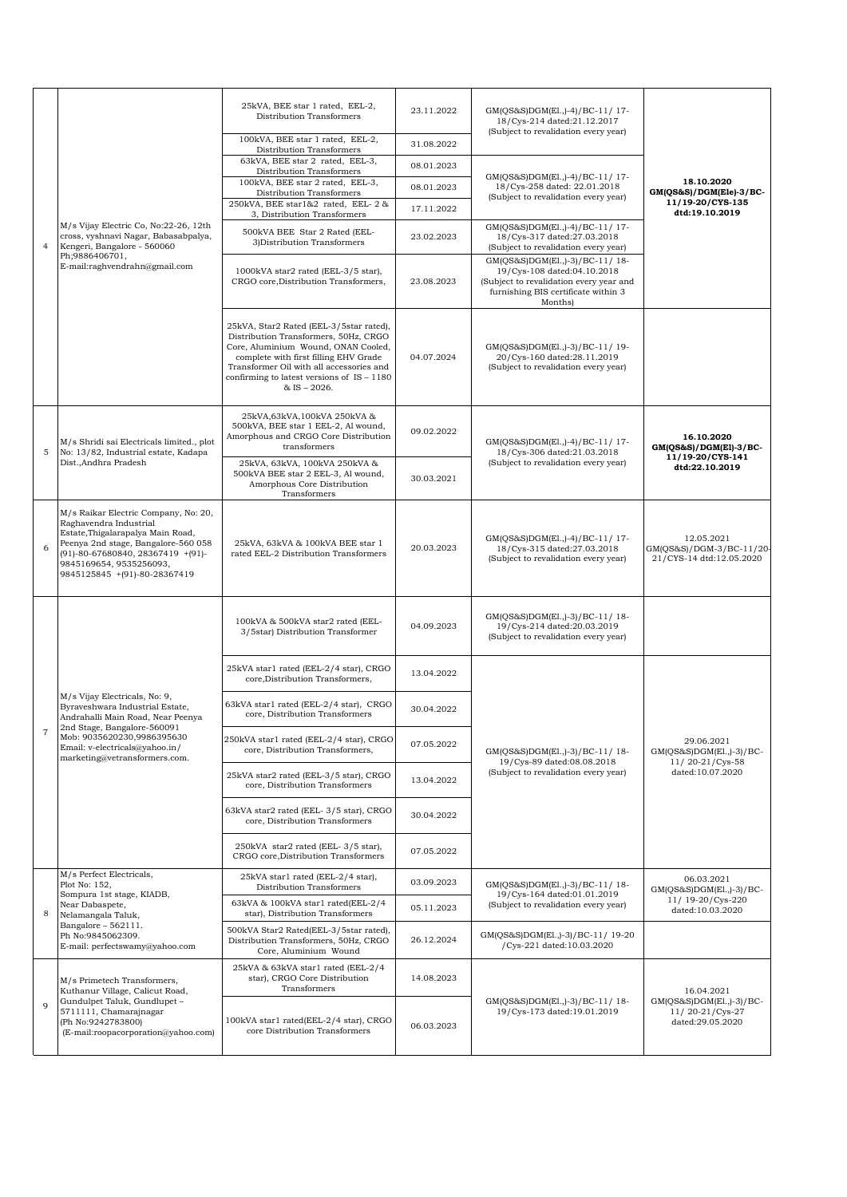| | | | | | |
|---|---|---|---|---|---|
| 4 | M/s Vijay Electric Co, No:22-26, 12th cross, vyshnavi Nagar, Babasabpalya, Kengeri, Bangalore - 560060 Ph;9886406701, E-mail:raghvendrahn@gmail.com | 25kVA, BEE star 1 rated, EEL-2, Distribution Transformers | 23.11.2022 | GM(QS&S)DGM(El.,)-4)/BC-11/ 17-18/Cys-214 dated:21.12.2017 (Subject to revalidation every year) | **18.10.2020 GM(QS&S)/DGM(Ele)-3/BC-11/19-20/CYS-135 dtd:19.10.2019** |
| | | 100kVA, BEE star 1 rated, EEL-2, Distribution Transformers | 31.08.2022 | | |
| | | 63kVA, BEE star 2 rated, EEL-3, Distribution Transformers | 08.01.2023 | GM(QS&S)DGM(El.,)-4)/BC-11/ 17-18/Cys-258 dated: 22.01.2018 (Subject to revalidation every year) | |
| | | 100kVA, BEE star 2 rated, EEL-3, Distribution Transformers | 08.01.2023 | | |
| | | 250kVA, BEE star1&2 rated, EEL- 2 & 3, Distribution Transformers | 17.11.2022 | | |
| | | 500kVA BEE Star 2 Rated (EEL-3)Distribution Transformers | 23.02.2023 | GM(QS&S)DGM(El.,)-4)/BC-11/ 17-18/Cys-317 dated:27.03.2018 (Subject to revalidation every year) | |
| | | 1000kVA star2 rated (EEL-3/5 star), CRGO core,Distribution Transformers, | 23.08.2023 | GM(QS&S)DGM(El.,)-3)/BC-11/ 18-19/Cys-108 dated:04.10.2018 (Subject to revalidation every year and furnishing BIS certificate within 3 Months) | |
| | | 25kVA, Star2 Rated (EEL-3/5star rated), Distribution Transformers, 50Hz, CRGO Core, Aluminium Wound, ONAN Cooled, complete with first filling EHV Grade Transformer Oil with all accessories and confirming to latest versions of IS – 1180 & IS – 2026. | 04.07.2024 | GM(QS&S)DGM(El.,)-3)/BC-11/ 19-20/Cys-160 dated:28.11.2019 (Subject to revalidation every year) | |
| 5 | M/s Shridi sai Electricals limited., plot No: 13/82, Industrial estate, Kadapa Dist.,Andhra Pradesh | 25kVA,63kVA,100kVA 250kVA & 500kVA, BEE star 1 EEL-2, Al wound, Amorphous and CRGO Core Distribution transformers | 09.02.2022 | GM(QS&S)DGM(El.,)-4)/BC-11/ 17-18/Cys-306 dated:21.03.2018 (Subject to revalidation every year) | **16.10.2020 GM(QS&S)/DGM(El)-3/BC-11/19-20/CYS-141 dtd:22.10.2019** |
| | | 25kVA, 63kVA, 100kVA 250kVA & 500kVA BEE star 2 EEL-3, Al wound, Amorphous Core Distribution Transformers | 30.03.2021 | | |
| 6 | M/s Raikar Electric Company, No: 20, Raghavendra Industrial Estate,Thigalarapalya Main Road, Peenya 2nd stage, Bangalore-560 058 (91)-80-67680840, 28367419 +(91)-9845169654, 9535256093, 9845125845 +(91)-80-28367419 | 25kVA, 63kVA & 100kVA BEE star 1 rated EEL-2 Distribution Transformers | 20.03.2023 | GM(QS&S)DGM(El.,)-4)/BC-11/ 17-18/Cys-315 dated:27.03.2018 (Subject to revalidation every year) | 12.05.2021 GM(QS&S)/DGM-3/BC-11/20-21/CYS-14 dtd:12.05.2020 |
| 7 | M/s Vijay Electricals, No: 9, Byraveshwara Industrial Estate, Andrahalli Main Road, Near Peenya 2nd Stage, Bangalore-560091 Mob: 9035620230,9986395630 Email: v-electricals@yahoo.in/ marketing@vetransformers.com. | 100kVA & 500kVA star2 rated (EEL-3/5star) Distribution Transformer | 04.09.2023 | GM(QS&S)DGM(El.,)-3)/BC-11/ 18-19/Cys-214 dated:20.03.2019 (Subject to revalidation every year) | |
| | | 25kVA star1 rated (EEL-2/4 star), CRGO core,Distribution Transformers, | 13.04.2022 | GM(QS&S)DGM(El.,)-3)/BC-11/ 18-19/Cys-89 dated:08.08.2018 (Subject to revalidation every year) | 29.06.2021 GM(QS&S)DGM(El.,)-3)/BC-11/ 20-21/Cys-58 dated:10.07.2020 |
| | | 63kVA star1 rated (EEL-2/4 star), CRGO core, Distribution Transformers | 30.04.2022 | | |
| | | 250kVA star1 rated (EEL-2/4 star), CRGO core, Distribution Transformers, | 07.05.2022 | | |
| | | 25kVA star2 rated (EEL-3/5 star), CRGO core, Distribution Transformers | 13.04.2022 | | |
| | | 63kVA star2 rated (EEL- 3/5 star), CRGO core, Distribution Transformers | 30.04.2022 | | |
| | | 250kVA star2 rated (EEL- 3/5 star), CRGO core,Distribution Transformers | 07.05.2022 | | |
| 8 | M/s Perfect Electricals, Plot No: 152, Sompura 1st stage, KIADB, Near Dabaspete, Nelamangala Taluk, Bangalore – 562111. Ph No:9845062309. E-mail: perfectswamy@yahoo.com | 25kVA star1 rated (EEL-2/4 star), Distribution Transformers | 03.09.2023 | GM(QS&S)DGM(El.,)-3)/BC-11/ 18-19/Cys-164 dated:01.01.2019 (Subject to revalidation every year) | 06.03.2021 GM(QS&S)DGM(El.,)-3)/BC-11/ 19-20/Cys-220 dated:10.03.2020 |
| | | 63kVA & 100kVA star1 rated(EEL-2/4 star), Distribution Transformers | 05.11.2023 | | |
| | | 500kVA Star2 Rated(EEL-3/5star rated), Distribution Transformers, 50Hz, CRGO Core, Aluminium Wound | 26.12.2024 | GM(QS&S)DGM(El.,)-3)/BC-11/ 19-20 /Cys-221 dated:10.03.2020 | |
| 9 | M/s Primetech Transformers, Kuthanur Village, Calicut Road, Gundulpet Taluk, Gundlupet – 5711111, Chamarajnagar (Ph No:9242783800) (E-mail:roopacorporation@yahoo.com) | 25kVA & 63kVA star1 rated (EEL-2/4 star), CRGO Core Distribution Transformers | 14.08.2023 | GM(QS&S)DGM(El.,)-3)/BC-11/ 18-19/Cys-173 dated:19.01.2019 | 16.04.2021 GM(QS&S)DGM(El.,)-3)/BC-11/ 20-21/Cys-27 dated:29.05.2020 |
| | | 100kVA star1 rated(EEL-2/4 star), CRGO core Distribution Transformers | 06.03.2023 | | |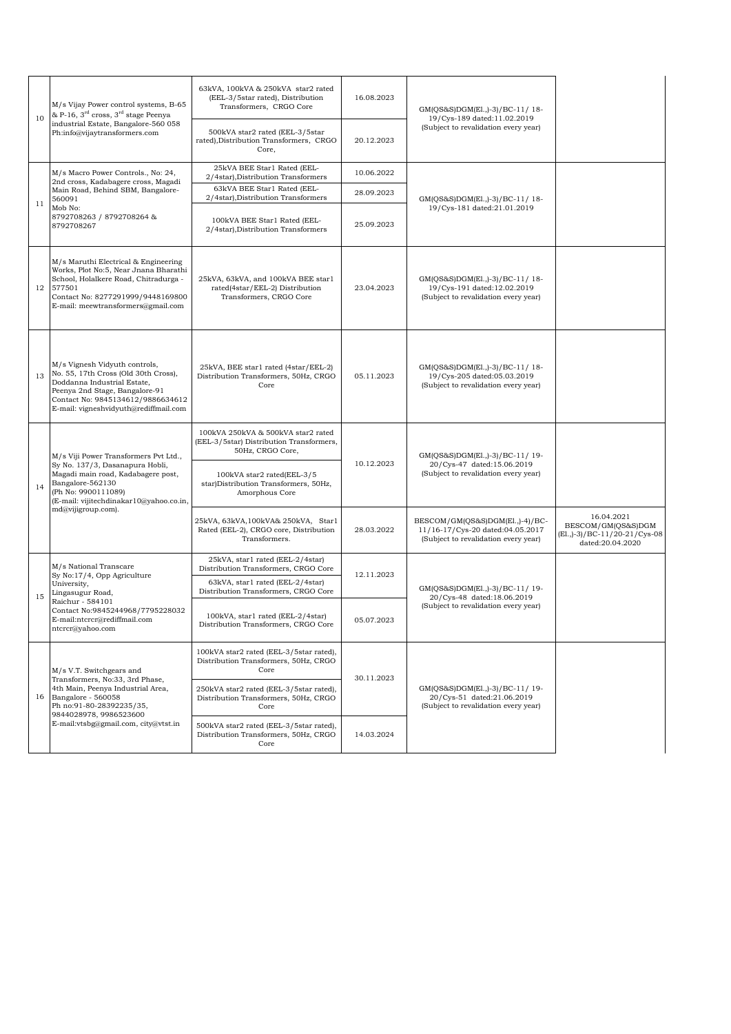| | | | | | |
|---|---|---|---|---|---|
| 10 | M/s Vijay Power control systems, B-65 & P-16, 3rd cross, 3rd stage Peenya industrial Estate, Bangalore-560 058 Ph:info@vijaytransformers.com | 63kVA, 100kVA & 250kVA star2 rated (EEL-3/5star rated), Distribution Transformers, CRGO Core | 16.08.2023 | GM(QS&S)DGM(El.,)-3)/BC-11/ 18-19/Cys-189 dated:11.02.2019 (Subject to revalidation every year) | |
| | | 500kVA star2 rated (EEL-3/5star rated),Distribution Transformers, CRGO Core, | 20.12.2023 | | |
| 11 | M/s Macro Power Controls., No: 24, 2nd cross, Kadabagere cross, Magadi Main Road, Behind SBM, Bangalore-560091 Mob No: 8792708263 / 8792708264 & 8792708267 | 25kVA BEE Star1 Rated (EEL-2/4star),Distribution Transformers | 10.06.2022 | GM(QS&S)DGM(El.,)-3)/BC-11/ 18-19/Cys-181 dated:21.01.2019 | |
| | | 63kVA BEE Star1 Rated (EEL-2/4star),Distribution Transformers | 28.09.2023 | | |
| | | 100kVA BEE Star1 Rated (EEL-2/4star),Distribution Transformers | 25.09.2023 | | |
| 12 | M/s Maruthi Electrical & Engineering Works, Plot No:5, Near Jnana Bharathi School, Holalkere Road, Chitradurga - 577501 Contact No: 8277291999/9448169800 E-mail: meewtransformers@gmail.com | 25kVA, 63kVA, and 100kVA BEE star1 rated(4star/EEL-2) Distribution Transformers, CRGO Core | 23.04.2023 | GM(QS&S)DGM(El.,)-3)/BC-11/ 18-19/Cys-191 dated:12.02.2019 (Subject to revalidation every year) | |
| 13 | M/s Vignesh Vidyuth controls, No. 55, 17th Cross (Old 30th Cross), Doddanna Industrial Estate, Peenya 2nd Stage, Bangalore-91 Contact No: 9845134612/9886634612 E-mail: vigneshvidyuth@rediffmail.com | 25kVA, BEE star1 rated (4star/EEL-2) Distribution Transformers, 50Hz, CRGO Core | 05.11.2023 | GM(QS&S)DGM(El.,)-3)/BC-11/ 18-19/Cys-205 dated:05.03.2019 (Subject to revalidation every year) | |
| 14 | M/s Viji Power Transformers Pvt Ltd., Sy No. 137/3, Dasanapura Hobli, Magadi main road, Kadabagere post, Bangalore-562130 (Ph No: 9900111089) (E-mail: vijitechdinakar10@yahoo.co.in, md@vijigroup.com). | 100kVA 250kVA & 500kVA star2 rated (EEL-3/5star) Distribution Transformers, 50Hz, CRGO Core, | 10.12.2023 | GM(QS&S)DGM(El.,)-3)/BC-11/ 19-20/Cys-47 dated:15.06.2019 (Subject to revalidation every year) | |
| | | 100kVA star2 rated(EEL-3/5 star)Distribution Transformers, 50Hz, Amorphous Core | | | |
| | | 25kVA, 63kVA,100kVA& 250kVA, Star1 Rated (EEL-2), CRGO core, Distribution Transformers. | 28.03.2022 | BESCOM/GM(QS&S)DGM(El.,)-4)/BC-11/16-17/Cys-20 dated:04.05.2017 (Subject to revalidation every year) | 16.04.2021 BESCOM/GM(QS&S)DGM (El.,)-3)/BC-11/20-21/Cys-08 dated:20.04.2020 |
| 15 | M/s National Transcare Sy No:17/4, Opp Agriculture University, Lingasugur Road, Raichur - 584101 Contact No:9845244968/7795228032 E-mail:ntcrcr@rediffmail.com ntcrcr@yahoo.com | 25kVA, star1 rated (EEL-2/4star) Distribution Transformers, CRGO Core | 12.11.2023 | GM(QS&S)DGM(El.,)-3)/BC-11/ 19-20/Cys-48 dated:18.06.2019 (Subject to revalidation every year) | |
| | | 63kVA, star1 rated (EEL-2/4star) Distribution Transformers, CRGO Core | | | |
| | | 100kVA, star1 rated (EEL-2/4star) Distribution Transformers, CRGO Core | 05.07.2023 | | |
| 16 | M/s V.T. Switchgears and Transformers, No:33, 3rd Phase, 4th Main, Peenya Industrial Area, Bangalore - 560058 Ph no:91-80-28392235/35, 9844028978, 9986523600 E-mail:vtsbg@gmail.com, city@vtst.in | 100kVA star2 rated (EEL-3/5star rated), Distribution Transformers, 50Hz, CRGO Core | 30.11.2023 | GM(QS&S)DGM(El.,)-3)/BC-11/ 19-20/Cys-51 dated:21.06.2019 (Subject to revalidation every year) | |
| | | 250kVA star2 rated (EEL-3/5star rated), Distribution Transformers, 50Hz, CRGO Core | | | |
| | | 500kVA star2 rated (EEL-3/5star rated), Distribution Transformers, 50Hz, CRGO Core | 14.03.2024 | | |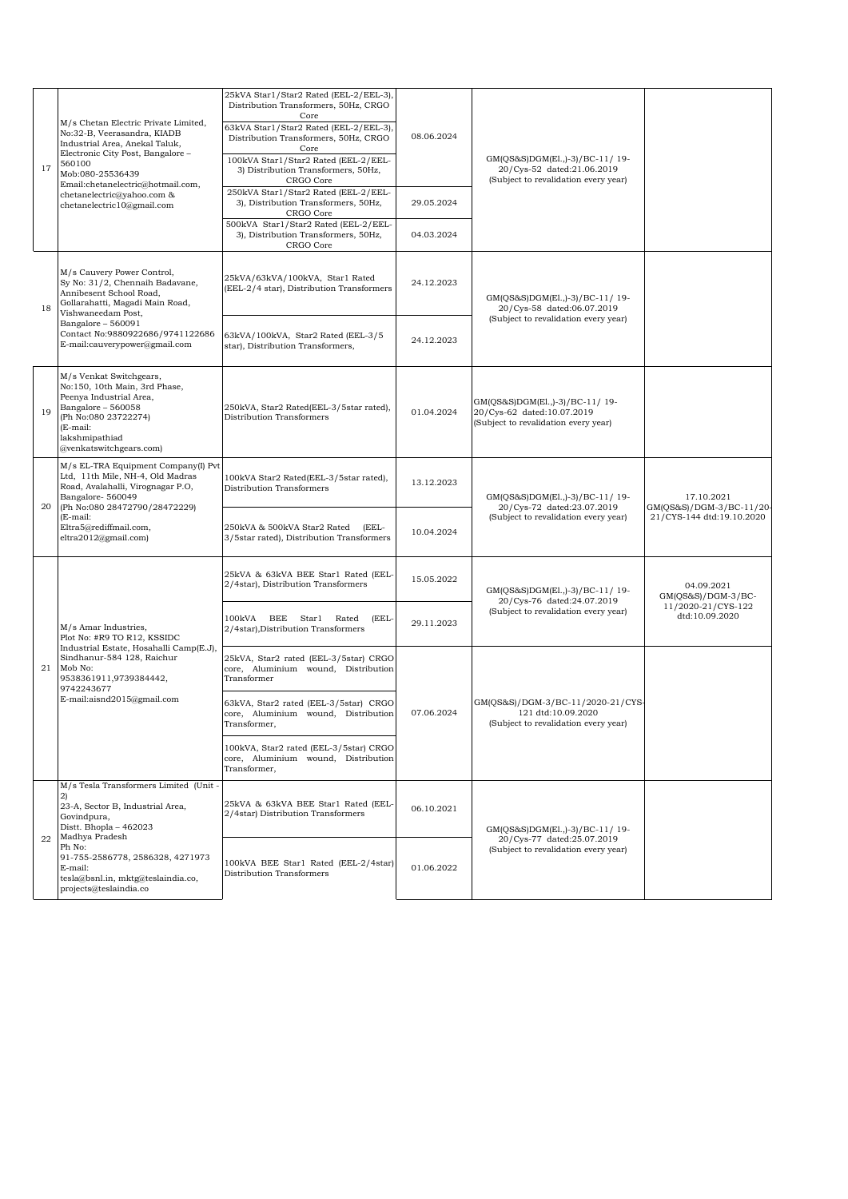| 17 | M/s Chetan Electric Private Limited, No:32-B, Veerasandra, KIADB Industrial Area, Anekal Taluk, Electronic City Post, Bangalore – 560100 Mob:080-25536439 Email:chetanelectric@hotmail.com, chetanelectric@yahoo.com & chetanelectric10@gmail.com | 25kVA Star1/Star2 Rated (EEL-2/EEL-3), Distribution Transformers, 50Hz, CRGO Core | 08.06.2024 | GM(QS&S)DGM(El.,)-3)/BC-11/ 19-20/Cys-52 dated:21.06.2019 (Subject to revalidation every year) | |
|---|---|---|---|---|---|
| | | 63kVA Star1/Star2 Rated (EEL-2/EEL-3), Distribution Transformers, 50Hz, CRGO Core | | | |
| | | 100kVA Star1/Star2 Rated (EEL-2/EEL-3) Distribution Transformers, 50Hz, CRGO Core | | | |
| | | 250kVA Star1/Star2 Rated (EEL-2/EEL-3), Distribution Transformers, 50Hz, CRGO Core | 29.05.2024 | | |
| | | 500kVA Star1/Star2 Rated (EEL-2/EEL-3), Distribution Transformers, 50Hz, CRGO Core | 04.03.2024 | | |
| 18 | M/s Cauvery Power Control, Sy No: 31/2, Chennaih Badavane, Annibesent School Road, Gollarahatti, Magadi Main Road, Vishwaneedam Post, Bangalore – 560091 Contact No:9880922686/9741122686 E-mail:cauverypower@gmail.com | 25kVA/63kVA/100kVA, Star1 Rated (EEL-2/4 star), Distribution Transformers | 24.12.2023 | GM(QS&S)DGM(El.,)-3)/BC-11/ 19-20/Cys-58 dated:06.07.2019 (Subject to revalidation every year) | |
| | | 63kVA/100kVA, Star2 Rated (EEL-3/5 star), Distribution Transformers, | 24.12.2023 | | |
| 19 | M/s Venkat Switchgears, No:150, 10th Main, 3rd Phase, Peenya Industrial Area, Bangalore – 560058 (Ph No:080 23722274) (E-mail: lakshmipathiad @venkatswitchgears.com) | 250kVA, Star2 Rated(EEL-3/5star rated), Distribution Transformers | 01.04.2024 | GM(QS&S)DGM(El.,)-3)/BC-11/ 19-20/Cys-62 dated:10.07.2019 (Subject to revalidation every year) | |
| 20 | M/s EL-TRA Equipment Company(I) Pvt Ltd, 11th Mile, NH-4, Old Madras Road, Avalahalli, Virognagar P.O, Bangalore- 560049 (Ph No:080 28472790/28472229) (E-mail: Eltra5@rediffmail.com, eltra2012@gmail.com) | 100kVA Star2 Rated(EEL-3/5star rated), Distribution Transformers | 13.12.2023 | GM(QS&S)DGM(El.,)-3)/BC-11/ 19-20/Cys-72 dated:23.07.2019 (Subject to revalidation every year) | 17.10.2021 GM(QS&S)/DGM-3/BC-11/20-21/CYS-144 dtd:19.10.2020 |
| | | 250kVA & 500kVA Star2 Rated (EEL-3/5star rated), Distribution Transformers | 10.04.2024 | | |
| 21 | M/s Amar Industries, Plot No: #R9 TO R12, KSSIDC Industrial Estate, Hosahalli Camp(E.J), Sindhanur-584 128, Raichur Mob No: 9538361911,9739384442, 9742243677 E-mail:aisnd2015@gmail.com | 25kVA & 63kVA BEE Star1 Rated (EEL-2/4star), Distribution Transformers | 15.05.2022 | GM(QS&S)DGM(El.,)-3)/BC-11/ 19-20/Cys-76 dated:24.07.2019 (Subject to revalidation every year) | 04.09.2021 GM(QS&S)/DGM-3/BC-11/2020-21/CYS-122 dtd:10.09.2020 |
| | | 100kVA BEE Star1 Rated (EEL-2/4star),Distribution Transformers | 29.11.2023 | | |
| | | 25kVA, Star2 rated (EEL-3/5star) CRGO core, Aluminium wound, Distribution Transformer | 07.06.2024 | GM(QS&S)/DGM-3/BC-11/2020-21/CYS-121 dtd:10.09.2020 (Subject to revalidation every year) | |
| | | 63kVA, Star2 rated (EEL-3/5star) CRGO core, Aluminium wound, Distribution Transformer, | | | |
| | | 100kVA, Star2 rated (EEL-3/5star) CRGO core, Aluminium wound, Distribution Transformer, | | | |
| 22 | M/s Tesla Transformers Limited (Unit -2) 23-A, Sector B, Industrial Area, Govindpura, Distt. Bhopla – 462023 Madhya Pradesh Ph No: 91-755-2586778, 2586328, 4271973 E-mail: tesla@bsnl.in, mktg@teslaindia.co, projects@teslaindia.co | 25kVA & 63kVA BEE Star1 Rated (EEL-2/4star) Distribution Transformers | 06.10.2021 | GM(QS&S)DGM(El.,)-3)/BC-11/ 19-20/Cys-77 dated:25.07.2019 (Subject to revalidation every year) | |
| | | 100kVA BEE Star1 Rated (EEL-2/4star) Distribution Transformers | 01.06.2022 | | |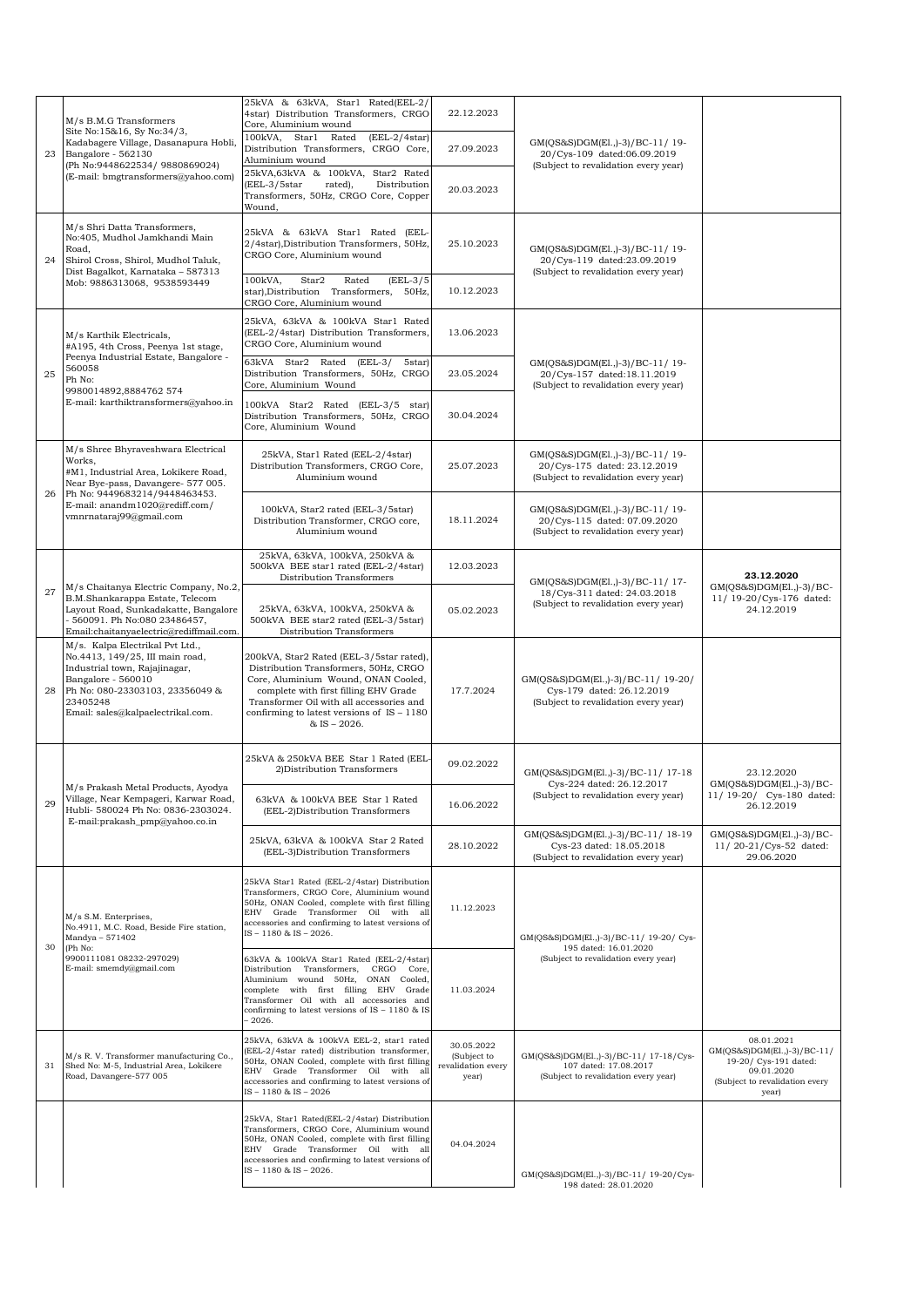| | | | | | |
|---|---|---|---|---|---|
| 23 | M/s B.M.G Transformers<br>Site No:15&16, Sy No:34/3, Kadabagere Village, Dasanapura Hobli, Bangalore - 562130<br>(Ph No:9448622534/ 9880869024)<br>(E-mail: bmgtransformers@yahoo.com) | 25kVA & 63kVA, Star1 Rated(EEL-2/ 4star) Distribution Transformers, CRGO Core, Aluminium wound | 22.12.2023 | GM(QS&S)DGM(El.,)-3)/BC-11/ 19-20/Cys-109 dated:06.09.2019<br>(Subject to revalidation every year) | |
| | | 100kVA, Star1 Rated (EEL-2/4star) Distribution Transformers, CRGO Core, Aluminium wound | 27.09.2023 | | |
| | | 25kVA,63kVA & 100kVA, Star2 Rated (EEL-3/5star rated), Distribution Transformers, 50Hz, CRGO Core, Copper Wound, | 20.03.2023 | | |
| 24 | M/s Shri Datta Transformers,<br>No:405, Mudhol Jamkhandi Main Road,<br>Shirol Cross, Shirol, Mudhol Taluk, Dist Bagalkot, Karnataka – 587313<br>Mob: 9886313068, 9538593449 | 25kVA & 63kVA Star1 Rated (EEL-2/4star),Distribution Transformers, 50Hz, CRGO Core, Aluminium wound | 25.10.2023 | GM(QS&S)DGM(El.,)-3)/BC-11/ 19-20/Cys-119 dated:23.09.2019<br>(Subject to revalidation every year) | |
| | | 100kVA, Star2 Rated (EEL-3/5 star),Distribution Transformers, 50Hz, CRGO Core, Aluminium wound | 10.12.2023 | | |
| 25 | M/s Karthik Electricals,<br>#A195, 4th Cross, Peenya 1st stage, Peenya Industrial Estate, Bangalore - 560058<br>Ph No: 9980014892,8884762 574<br>E-mail: karthiktransformers@yahoo.in | 25kVA, 63kVA & 100kVA Star1 Rated (EEL-2/4star) Distribution Transformers, CRGO Core, Aluminium wound | 13.06.2023 | GM(QS&S)DGM(El.,)-3)/BC-11/ 19-20/Cys-157 dated:18.11.2019<br>(Subject to revalidation every year) | |
| | | 63kVA Star2 Rated (EEL-3/ 5star) Distribution Transformers, 50Hz, CRGO Core, Aluminium Wound | 23.05.2024 | | |
| | | 100kVA Star2 Rated (EEL-3/5 star) Distribution Transformers, 50Hz, CRGO Core, Aluminium Wound | 30.04.2024 | | |
| 26 | M/s Shree Bhyraveshwara Electrical Works,<br>#M1, Industrial Area, Lokikere Road, Near Bye-pass, Davangere- 577 005.<br>Ph No: 9449683214/9448463453.<br>E-mail: anandm1020@rediff.com/ vmnrnataraj99@gmail.com | 25kVA, Star1 Rated (EEL-2/4star) Distribution Transformers, CRGO Core, Aluminium wound | 25.07.2023 | GM(QS&S)DGM(El.,)-3)/BC-11/ 19-20/Cys-175 dated: 23.12.2019<br>(Subject to revalidation every year) | |
| | | 100kVA, Star2 rated (EEL-3/5star) Distribution Transformer, CRGO core, Aluminium wound | 18.11.2024 | GM(QS&S)DGM(El.,)-3)/BC-11/ 19-20/Cys-115 dated: 07.09.2020<br>(Subject to revalidation every year) | |
| 27 | M/s Chaitanya Electric Company, No.2, B.M.Shankarappa Estate, Telecom Layout Road, Sunkadakatte, Bangalore - 560091. Ph No:080 23486457, Email:chaitanyaelectric@rediffmail.com. | 25kVA, 63kVA, 100kVA, 250kVA & 500kVA BEE star1 rated (EEL-2/4star) Distribution Transformers | 12.03.2023 | GM(QS&S)DGM(El.,)-3)/BC-11/ 17-18/Cys-311 dated: 24.03.2018<br>(Subject to revalidation every year) | **23.12.2020**<br>GM(QS&S)DGM(El.,)-3)/BC-11/ 19-20/Cys-176 dated: 24.12.2019 |
| | | 25kVA, 63kVA, 100kVA, 250kVA & 500kVA BEE star2 rated (EEL-3/5star) Distribution Transformers | 05.02.2023 | | |
| 28 | M/s. Kalpa Electrikal Pvt Ltd., No.4413, 149/25, III main road, Industrial town, Rajajinagar, Bangalore - 560010<br>Ph No: 080-23303103, 23356049 & 23405248<br>Email: sales@kalpaelectrikal.com. | 200kVA, Star2 Rated (EEL-3/5star rated), Distribution Transformers, 50Hz, CRGO Core, Aluminium Wound, ONAN Cooled, complete with first filling EHV Grade Transformer Oil with all accessories and confirming to latest versions of IS – 1180 & IS – 2026. | 17.7.2024 | GM(QS&S)DGM(El.,)-3)/BC-11/ 19-20/ Cys-179 dated: 26.12.2019<br>(Subject to revalidation every year) | |
| 29 | M/s Prakash Metal Products, Ayodya Village, Near Kempageri, Karwar Road, Hubli- 580024 Ph No: 0836-2303024.<br>E-mail:prakash_pmp@yahoo.co.in | 25kVA & 250kVA BEE Star 1 Rated (EEL-2)Distribution Transformers | 09.02.2022 | GM(QS&S)DGM(El.,)-3)/BC-11/ 17-18 Cys-224 dated: 26.12.2017<br>(Subject to revalidation every year) | 23.12.2020<br>GM(QS&S)DGM(El.,)-3)/BC-11/ 19-20/ Cys-180 dated: 26.12.2019 |
| | | 63kVA & 100kVA BEE Star 1 Rated (EEL-2)Distribution Transformers | 16.06.2022 | | |
| | | 25kVA, 63kVA & 100kVA Star 2 Rated (EEL-3)Distribution Transformers | 28.10.2022 | GM(QS&S)DGM(El.,)-3)/BC-11/ 18-19 Cys-23 dated: 18.05.2018<br>(Subject to revalidation every year) | GM(QS&S)DGM(El.,)-3)/BC-11/ 20-21/Cys-52 dated: 29.06.2020 |
| 30 | M/s S.M. Enterprises,<br>No.4911, M.C. Road, Beside Fire station, Mandya – 571402<br>(Ph No: 9900111081 08232-297029)<br>E-mail: smemdy@gmail.com | 25kVA Star1 Rated (EEL-2/4star) Distribution Transformers, CRGO Core, Aluminium wound 50Hz, ONAN Cooled, complete with first filling EHV Grade Transformer Oil with all accessories and confirming to latest versions of IS – 1180 & IS – 2026. | 11.12.2023 | GM(QS&S)DGM(El.,)-3)/BC-11/ 19-20/ Cys-195 dated: 16.01.2020<br>(Subject to revalidation every year) | |
| | | 63kVA & 100kVA Star1 Rated (EEL-2/4star) Distribution Transformers, CRGO Core, Aluminium wound 50Hz, ONAN Cooled, complete with first filling EHV Grade Transformer Oil with all accessories and confirming to latest versions of IS – 1180 & IS – 2026. | 11.03.2024 | | |
| 31 | M/s R. V. Transformer manufacturing Co., Shed No: M-5, Industrial Area, Lokikere Road, Davangere-577 005 | 25kVA, 63kVA & 100kVA EEL-2, star1 rated (EEL-2/4star rated) distribution transformer, 50Hz, ONAN Cooled, complete with first filling EHV Grade Transformer Oil with all accessories and confirming to latest versions of IS – 1180 & IS – 2026 | 30.05.2022 (Subject to revalidation every year) | GM(QS&S)DGM(El.,)-3)/BC-11/ 17-18/Cys-107 dated: 17.08.2017<br>(Subject to revalidation every year) | 08.01.2021<br>GM(QS&S)DGM(El.,)-3)/BC-11/ 19-20/ Cys-191 dated: 09.01.2020<br>(Subject to revalidation every year) |
| | | 25kVA, Star1 Rated(EEL-2/4star) Distribution Transformers, CRGO Core, Aluminium wound 50Hz, ONAN Cooled, complete with first filling EHV Grade Transformer Oil with all accessories and confirming to latest versions of IS – 1180 & IS – 2026. | 04.04.2024 | GM(QS&S)DGM(El.,)-3)/BC-11/ 19-20/Cys-198 dated: 28.01.2020 | |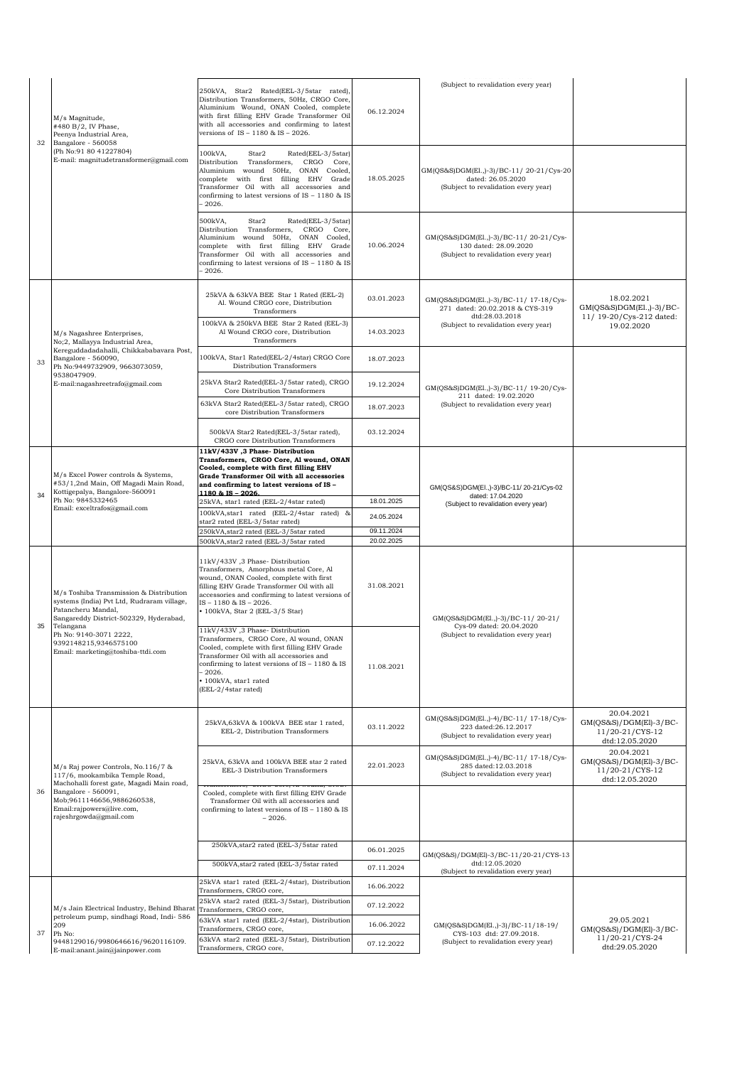| 32 | M/s Magnitude, #480 B/2, IV Phase, Peenya Industrial Area, Bangalore - 560058 (Ph No:91 80 41227804) E-mail: magnitudetransformer@gmail.com | 250kVA, Star2 Rated(EEL-3/5star rated), Distribution Transformers, 50Hz, CRGO Core, Aluminium Wound, ONAN Cooled, complete with first filling EHV Grade Transformer Oil with all accessories and confirming to latest versions of IS – 1180 & IS – 2026. | 06.12.2024 | (Subject to revalidation every year) | |
|---|---|---|---|---|---|
| | | 100kVA, Star2 Rated(EEL-3/5star) Distribution Transformers, CRGO Core, Aluminium wound 50Hz, ONAN Cooled, complete with first filling EHV Grade Transformer Oil with all accessories and confirming to latest versions of IS – 1180 & IS – 2026. | 18.05.2025 | GM(QS&S)DGM(El.,)-3)/BC-11/ 20-21/Cys-20 dated: 26.05.2020 (Subject to revalidation every year) | |
| | | 500kVA, Star2 Rated(EEL-3/5star) Distribution Transformers, CRGO Core, Aluminium wound 50Hz, ONAN Cooled, complete with first filling EHV Grade Transformer Oil with all accessories and confirming to latest versions of IS – 1180 & IS – 2026. | 10.06.2024 | GM(QS&S)DGM(El.,)-3)/BC-11/ 20-21/Cys-130 dated: 28.09.2020 (Subject to revalidation every year) | |
| 33 | M/s Nagashree Enterprises, No;2, Mallayya Industrial Area, Kereguddadadahalli, Chikkababavara Post, Bangalore - 560090, Ph No:9449732909, 9663073059, 9538047909. E-mail:nagashreetrafo@gmail.com | 25kVA & 63kVA BEE Star 1 Rated (EEL-2) Al. Wound CRGO core, Distribution Transformers | 03.01.2023 | GM(QS&S)DGM(El.,)-3)/BC-11/ 17-18/Cys-271 dated: 20.02.2018 & CYS-319 dtd:28.03.2018 (Subject to revalidation every year) | 18.02.2021 GM(QS&S)DGM(El.,)-3)/BC-11/ 19-20/Cys-212 dated: 19.02.2020 |
| | | 100kVA & 250kVA BEE Star 2 Rated (EEL-3) Al Wound CRGO core, Distribution Transformers | 14.03.2023 | | |
| | | 100kVA, Star1 Rated(EEL-2/4star) CRGO Core Distribution Transformers | 18.07.2023 | GM(QS&S)DGM(El.,)-3)/BC-11/ 19-20/Cys-211 dated: 19.02.2020 (Subject to revalidation every year) | |
| | | 25kVA Star2 Rated(EEL-3/5star rated), CRGO Core Distribution Transformers | 19.12.2024 | | |
| | | 63kVA Star2 Rated(EEL-3/5star rated), CRGO core Distribution Transformers | 18.07.2023 | | |
| | | 500kVA Star2 Rated(EEL-3/5star rated), CRGO core Distribution Transformers | 03.12.2024 | | |
| 34 | M/s Excel Power controls & Systems, #53/1,2nd Main, Off Magadi Main Road, Kottigepalya, Bangalore-560091 Ph No: 9845332465 Email: exceltrafos@gmail.com | **11kV/433V ,3 Phase- Distribution Transformers, CRGO Core, Al wound, ONAN Cooled, complete with first filling EHV Grade Transformer Oil with all accessories and confirming to latest versions of IS – 1180 & IS – 2026.** | | GM(QS&S)DGM(El.,)-3)/BC-11/ 20-21/Cys-02 dated: 17.04.2020 (Subject to revalidation every year) | |
| | | 25kVA, star1 rated (EEL-2/4star rated) | 18.01.2025 | | |
| | | 100kVA,star1 rated (EEL-2/4star rated) & star2 rated (EEL-3/5star rated) | 24.05.2024 | | |
| | | 250kVA,star2 rated (EEL-3/5star rated | 09.11.2024 | | |
| | | 500kVA,star2 rated (EEL-3/5star rated | 20.02.2025 | | |
| 35 | M/s Toshiba Transmission & Distribution systems (India) Pvt Ltd, Rudraram village, Patancheru Mandal, Sangareddy District-502329, Hyderabad, Telangana Ph No: 9140-3071 2222, 9392148215,9346575100 Email: marketing@toshiba-ttdi.com | 11kV/433V ,3 Phase- Distribution Transformers, Amorphous metal Core, Al wound, ONAN Cooled, complete with first filling EHV Grade Transformer Oil with all accessories and confirming to latest versions of IS – 1180 & IS – 2026. • 100kVA, Star 2 (EEL-3/5 Star) | 31.08.2021 | GM(QS&S)DGM(El.,)-3)/BC-11/ 20-21/ Cys-09 dated: 20.04.2020 (Subject to revalidation every year) | |
| | | 11kV/433V ,3 Phase- Distribution Transformers, CRGO Core, Al wound, ONAN Cooled, complete with first filling EHV Grade Transformer Oil with all accessories and confirming to latest versions of IS – 1180 & IS – 2026. • 100kVA, star1 rated (EEL-2/4star rated) | 11.08.2021 | | |
| 36 | M/s Raj power Controls, No.116/7 & 117/6, mookambika Temple Road, Machohalli forest gate, Magadi Main road, Bangalore - 560091, Mob;9611146656,9886260538, Email:rajpowers@live.com, rajeshrgowda@gmail.com | 25kVA,63kVA & 100kVA BEE star 1 rated, EEL-2, Distribution Transformers | 03.11.2022 | GM(QS&S)DGM(El.,)-4)/BC-11/ 17-18/Cys-223 dated:26.12.2017 (Subject to revalidation every year) | 20.04.2021 GM(QS&S)/DGM(El)-3/BC-11/20-21/CYS-12 dtd:12.05.2020 |
| | | 25kVA, 63kVA and 100kVA BEE star 2 rated EEL-3 Distribution Transformers | 22.01.2023 | GM(QS&S)DGM(El.,)-4)/BC-11/ 17-18/Cys-285 dated:12.03.2018 (Subject to revalidation every year) | 20.04.2021 GM(QS&S)/DGM(El)-3/BC-11/20-21/CYS-12 dtd:12.05.2020 |
| | | Cooled, complete with first filling EHV Grade Transformer Oil with all accessories and confirming to latest versions of IS – 1180 & IS – 2026. | | | |
| | | 250kVA,star2 rated (EEL-3/5star rated | 06.01.2025 | GM(QS&S)/DGM(El)-3/BC-11/20-21/CYS-13 dtd:12.05.2020 (Subject to revalidation every year) | |
| | | 500kVA,star2 rated (EEL-3/5star rated | 07.11.2024 | | |
| 37 | M/s Jain Electrical Industry, Behind Bharat petroleum pump, sindhagi Road, Indi- 586 209 Ph No: 9448129016/9980646616/9620116109. E-mail:anant.jain@jainpower.com | 25kVA star1 rated (EEL-2/4star), Distribution Transformers, CRGO core, | 16.06.2022 | GM(QS&S)DGM(El.,)-3)/BC-11/18-19/ CYS-103 dtd: 27.09.2018. (Subject to revalidation every year) | 29.05.2021 GM(QS&S)/DGM(El)-3/BC-11/20-21/CYS-24 dtd:29.05.2020 |
| | | 25kVA star2 rated (EEL-3/5star), Distribution Transformers, CRGO core, | 07.12.2022 | | |
| | | 63kVA star1 rated (EEL-2/4star), Distribution Transformers, CRGO core, | 16.06.2022 | | |
| | | 63kVA star2 rated (EEL-3/5star), Distribution Transformers, CRGO core, | 07.12.2022 | | |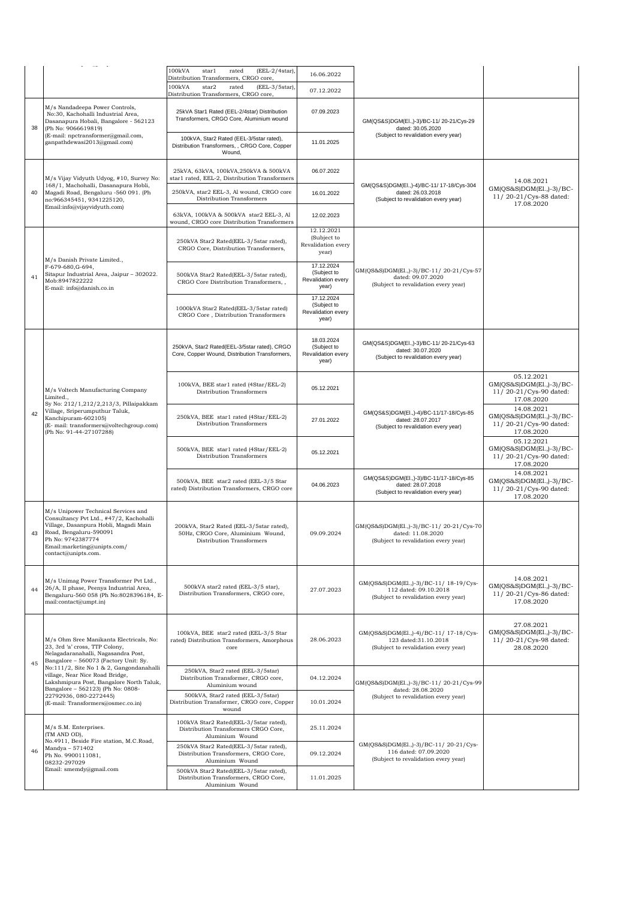| | | | | | |
|---|---|---|---|---|---|
| | | 100kVA star1 rated (EEL-2/4star), Distribution Transformers, CRGO core, | 16.06.2022 | | |
| | | 100kVA star2 rated (EEL-3/5star), Distribution Transformers, CRGO core, | 07.12.2022 | | |
| 38 | M/s Nandadeepa Power Controls, No:30, Kachohalli Industrial Area, Dasanapura Hobali, Bangalore - 562123 (Ph No: 9066619819) (E-mail: npctransformer@gmail.com, ganpathdewasi2013@gmail.com) | 25kVA Star1 Rated (EEL-2/4star) Distribution Transformers, CRGO Core, Aluminium wound | 07.09.2023 | GM(QS&S)DGM(El.,)-3)/BC-11/ 20-21/Cys-29 dated: 30.05.2020 (Subject to revalidation every year) | |
| | | 100kVA, Star2 Rated (EEL-3/5star rated), Distribution Transformers, , CRGO Core, Copper Wound, | 11.01.2025 | | |
| 40 | M/s Vijay Vidyuth Udyog, #10, Survey No: 168/1, Machohalli, Dasanapura Hobli, Magadi Road, Bengaluru -560 091. (Ph no:966345451, 9341225120, Email:info@vijayvidyuth.com) | 25kVA, 63kVA, 100kVA,250kVA & 500kVA star1 rated, EEL-2, Distribution Transformers | 06.07.2022 | GM(QS&S)DGM(El.,)-4)/BC-11/ 17-18/Cys-304 dated: 26.03.2018 (Subject to revalidation every year) | 14.08.2021 GM(QS&S)DGM(El.,)-3)/BC-11/ 20-21/Cys-88 dated: 17.08.2020 |
| | | 250kVA, star2 EEL-3, Al wound, CRGO core Distribution Transformers | 16.01.2022 | | |
| | | 63kVA, 100kVA & 500kVA star2 EEL-3, Al wound, CRGO core Distribution Transformers | 12.02.2023 | | |
| 41 | M/s Danish Private Limited., F-679-680,G-694, Sitapur Industrial Area, Jaipur – 302022. Mob:8947822222 E-mail: info@danish.co.in | 250kVA Star2 Rated(EEL-3/5star rated), CRGO Core, Distribution Transformers, | 12.12.2021 (Subject to Revalidation every year) | GM(QS&S)DGM(El.,)-3)/BC-11/ 20-21/Cys-57 dated: 09.07.2020 (Subject to revalidation every year) | |
| | | 500kVA Star2 Rated(EEL-3/5star rated), CRGO Core Distribution Transformers, , | 17.12.2024 (Subject to Revalidation every year) | | |
| | | 1000kVA Star2 Rated(EEL-3/5star rated) CRGO Core , Distribution Transformers | 17.12.2024 (Subject to Revalidation every year) | | |
| 42 | M/s Voltech Manufacturing Company Limited., Sy No: 212/1,212/2,213/3, Pillaipakkam Village, Sriperumputhur Taluk, Kanchipuram-602105) (E- mail: transformers@voltechgroup.com) (Ph No: 91-44-27107288) | 250kVA, Star2 Rated(EEL-3/5star rated), CRGO Core, Copper Wound, Distribution Transformers, | 18.03.2024 (Subject to Revalidation every year) | GM(QS&S)DGM(El.,)-3)/BC-11/ 20-21/Cys-63 dated: 30.07.2020 (Subject to revalidation every year) | |
| | | 100kVA, BEE star1 rated (4Star/EEL-2) Distribution Transformers | 05.12.2021 | GM(QS&S)DGM(El.,)-4)/BC-11/17-18/Cys-85 dated: 28.07.2017 (Subject to revalidation every year) | 05.12.2021 GM(QS&S)DGM(El.,)-3)/BC-11/ 20-21/Cys-90 dated: 17.08.2020 |
| | | 250kVA, BEE star1 rated (4Star/EEL-2) Distribution Transformers | 27.01.2022 | | 14.08.2021 GM(QS&S)DGM(El.,)-3)/BC-11/ 20-21/Cys-90 dated: 17.08.2020 |
| | | 500kVA, BEE star1 rated (4Star/EEL-2) Distribution Transformers | 05.12.2021 | | 05.12.2021 GM(QS&S)DGM(El.,)-3)/BC-11/ 20-21/Cys-90 dated: 17.08.2020 |
| | | 500kVA, BEE star2 rated (EEL-3/5 Star rated) Distribution Transformers, CRGO core | 04.06.2023 | GM(QS&S)DGM(El.,)-3)/BC-11/17-18/Cys-85 dated: 28.07.2018 (Subject to revalidation every year) | 14.08.2021 GM(QS&S)DGM(El.,)-3)/BC-11/ 20-21/Cys-90 dated: 17.08.2020 |
| 43 | M/s Unipower Technical Services and Consultancy Pvt Ltd., #47/2, Kachohalli Village, Dasanpura Hobli, Magadi Main Road, Bengaluru-590091 Ph No: 9742387774 Email:marketing@unipts.com/ contact@unipts.com. | 200kVA, Star2 Rated (EEL-3/5star rated), 50Hz, CRGO Core, Aluminium Wound, Distribution Transformers | 09.09.2024 | GM(QS&S)DGM(El.,)-3)/BC-11/ 20-21/Cys-70 dated: 11.08.2020 (Subject to revalidation every year) | |
| 44 | M/s Unimag Power Transformer Pvt Ltd., 26/A, II phase, Peenya Industrial Area, Bengaluru-560 058 (Ph No:8028396184, E-mail:contact@umpt.in) | 500kVA star2 rated (EEL-3/5 star), Distribution Transformers, CRGO core, | 27.07.2023 | GM(QS&S)DGM(El.,)-3)/BC-11/ 18-19/Cys-112 dated: 09.10.2018 (Subject to revalidation every year) | 14.08.2021 GM(QS&S)DGM(El.,)-3)/BC-11/ 20-21/Cys-86 dated: 17.08.2020 |
| 45 | M/s Ohm Sree Manikanta Electricals, No: 23, 3rd 'a' cross, TTP Colony, Nelagadaranahalli, Nagasandra Post, Bangalore – 560073 (Factory Unit: Sy. No:111/2, Site No 1 & 2, Gangondanahalli village, Near Nice Road Bridge, Lakshmipura Post, Bangalore North Taluk, Bangalore – 562123) (Ph No: 0808-22792936, 080-2272445) (E-mail: Transformers@osmec.co.in) | 100kVA, BEE star2 rated (EEL-3/5 Star rated) Distribution Transformers, Amorphous core | 28.06.2023 | GM(QS&S)DGM(El.,)-4)/BC-11/ 17-18/Cys-123 dated:31.10.2018 (Subject to revalidation every year) | 27.08.2021 GM(QS&S)DGM(El.,)-3)/BC-11/ 20-21/Cys-98 dated: 28.08.2020 |
| | | 250kVA, Star2 rated (EEL-3/5star) Distribution Transformer, CRGO core, Aluminium wound | 04.12.2024 | GM(QS&S)DGM(El.,)-3)/BC-11/ 20-21/Cys-99 dated: 28.08.2020 (Subject to revalidation every year) | |
| | | 500kVA, Star2 rated (EEL-3/5star) Distribution Transformer, CRGO core, Copper wound | 10.01.2024 | | |
| 46 | M/s S.M. Enterprises. (TM AND OD), No.4911, Beside Fire station, M.C.Road, Mandya – 571402 Ph No. 9900111081, 08232-297029 Email: smemdy@gmail.com | 100kVA Star2 Rated(EEL-3/5star rated), Distribution Transformers CRGO Core, Aluminium Wound | 25.11.2024 | GM(QS&S)DGM(El.,)-3)/BC-11/ 20-21/Cys-116 dated: 07.09.2020 (Subject to revalidation every year) | |
| | | 250kVA Star2 Rated(EEL-3/5star rated), Distribution Transformers, CRGO Core, Aluminium Wound | 09.12.2024 | | |
| | | 500kVA Star2 Rated(EEL-3/5star rated), Distribution Transformers, CRGO Core, Aluminium Wound | 11.01.2025 | | |